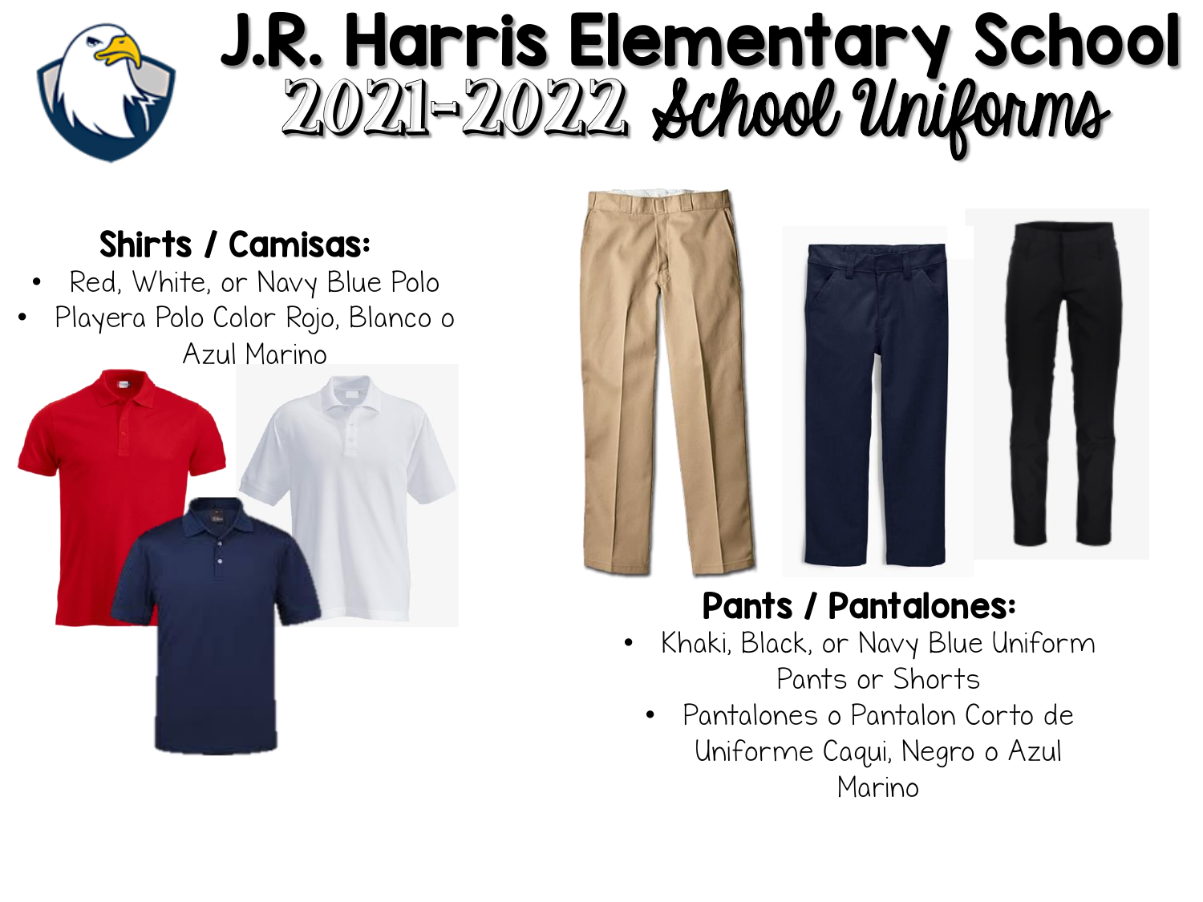# J.R. Harris Elementary School

## 2021-2022 School Uniforms

### Shirts / Camisas:

- Red, White, or Navy Blue Polo
- Playera Polo Color Rojo, Blanco o Azul Marino

### Pants / Pantalones:

- Khaki, Black, or Navy Blue Uniform Pants or Shorts
- Pantalones o Pantalon Corto de Uniforme Caqui, Negro o Azul Marino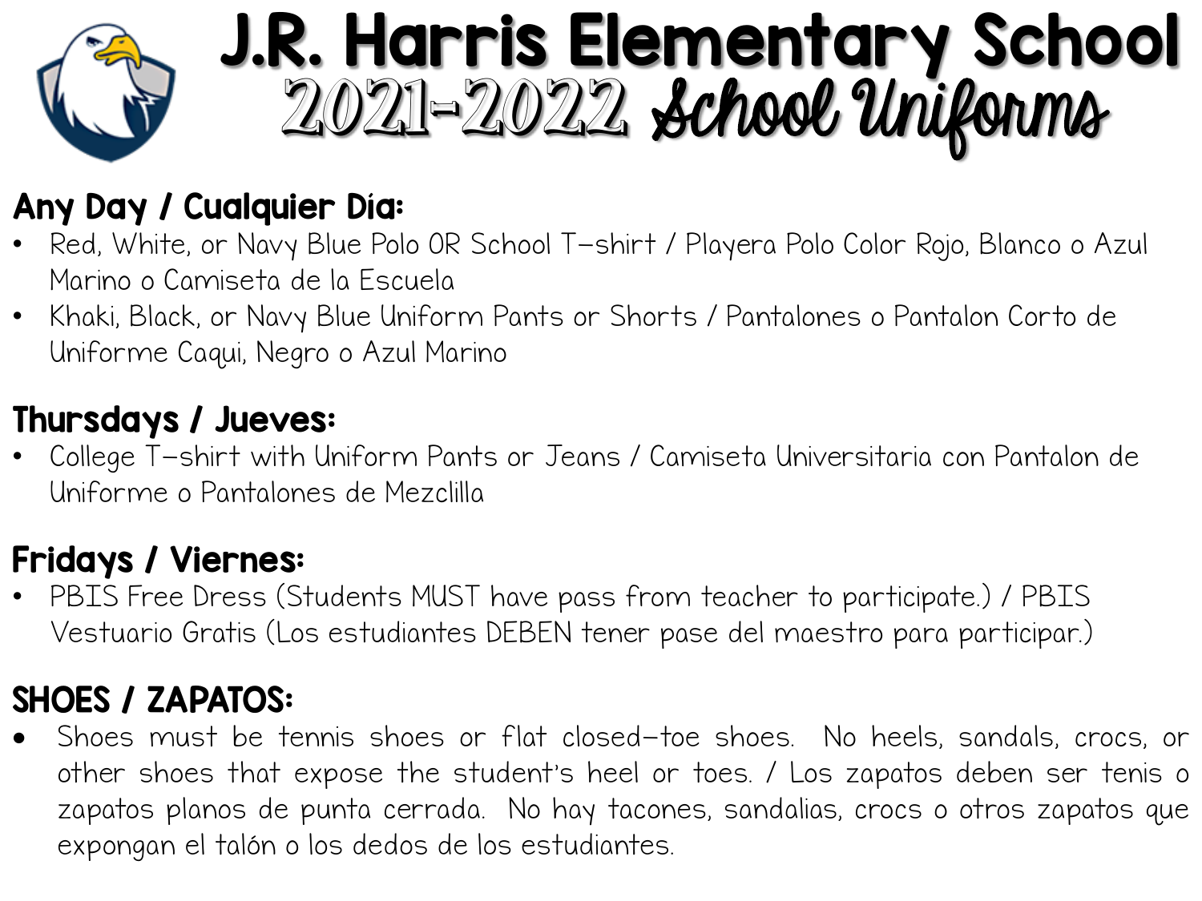# J.R. Harris Elementary School

## 2021-2022 School Uniforms

### Any Day / Cualquier Día:

- Red, White, or Navy Blue Polo OR School T-shirt / Playera Polo Color Rojo, Blanco o Azul Marino o Camiseta de la Escuela
- Khaki, Black, or Navy Blue Uniform Pants or Shorts / Pantalones o Pantalon Corto de Uniforme Caqui, Negro o Azul Marino

### Thursdays / Jueves:

- College T-shirt with Uniform Pants or Jeans / Camiseta Universitaria con Pantalon de Uniforme o Pantalones de Mezclilla

### Fridays / Viernes:

- PBIS Free Dress (Students MUST have pass from teacher to participate.) / PBIS Vestuario Gratis (Los estudiantes DEBEN tener pase del maestro para participar.)

### SHOES / ZAPATOS:

- Shoes must be tennis shoes or flat closed-toe shoes. No heels, sandals, crocs, or other shoes that expose the student's heel or toes. / Los zapatos deben ser tenis o zapatos planos de punta cerrada. No hay tacones, sandalias, crocs o otros zapatos que expongan el talón o los dedos de los estudiantes.